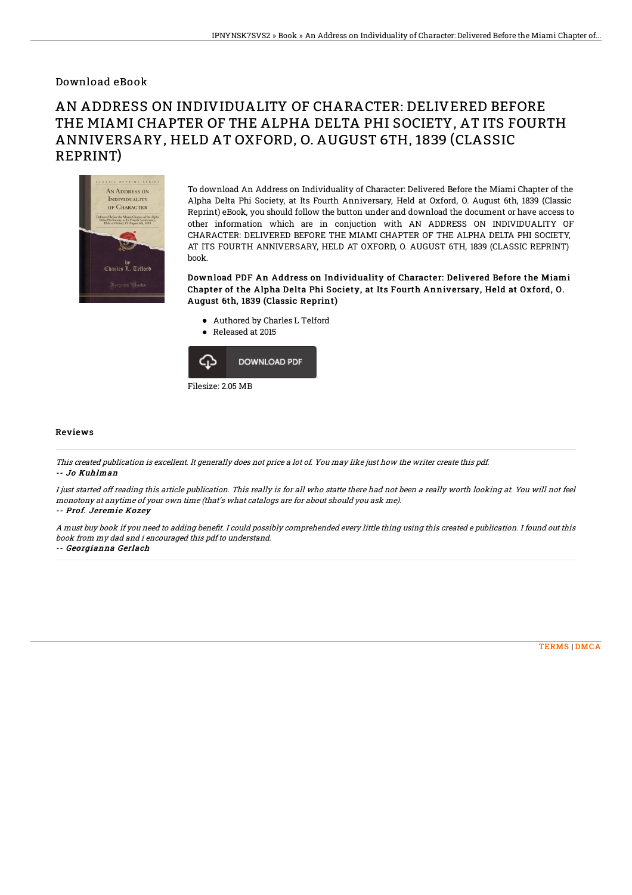Download eBook

# AN ADDRESS ON INDIVIDUALITY OF CHARACTER: DELIVERED BEFORE THE MIAMI CHAPTER OF THE ALPHA DELTA PHI SOCIETY, AT ITS FOURTH ANNIVERSARY, HELD AT OXFORD, O. AUGUST 6TH, 1839 (CLASSIC REPRINT)

To download An Address on Individuality of Character: Delivered Before the Miami Chapter of the Alpha Delta Phi Society, at Its Fourth Anniversary, Held at Oxford, O. August 6th, 1839 (Classic Reprint) eBook, you should follow the button under and download the document or have access to other information which are in conjuction with AN ADDRESS ON INDIVIDUALITY OF CHARACTER: DELIVERED BEFORE THE MIAMI CHAPTER OF THE ALPHA DELTA PHI SOCIETY, AT ITS FOURTH ANNIVERSARY, HELD AT OXFORD, O. AUGUST 6TH, 1839 (CLASSIC REPRINT) book.

**Download PDF An Address on Individuality of Character: Delivered Before the Miami Chapter of the Alpha Delta Phi Society, at Its Fourth Anniversary, Held at Oxford, O. August 6th, 1839 (Classic Reprint)**

- Authored by Charles L Telford
- Released at 2015

DOWNLOAD PDF

Filesize: 2.05 MB

## Reviews

*This created publication is excellent. It generally does not price a lot of. You may like just how the writer create this pdf.*
-- *Jo Kuhlman*

*I just started off reading this article publication. This really is for all who statte there had not been a really worth looking at. You will not feel monotony at anytime of your own time (that's what catalogs are for about should you ask me).*
-- *Prof. Jeremie Kozey*

*A must buy book if you need to adding benefit. I could possibly comprehended every little thing using this created e publication. I found out this book from my dad and i encouraged this pdf to understand.*
-- *Georgianna Gerlach*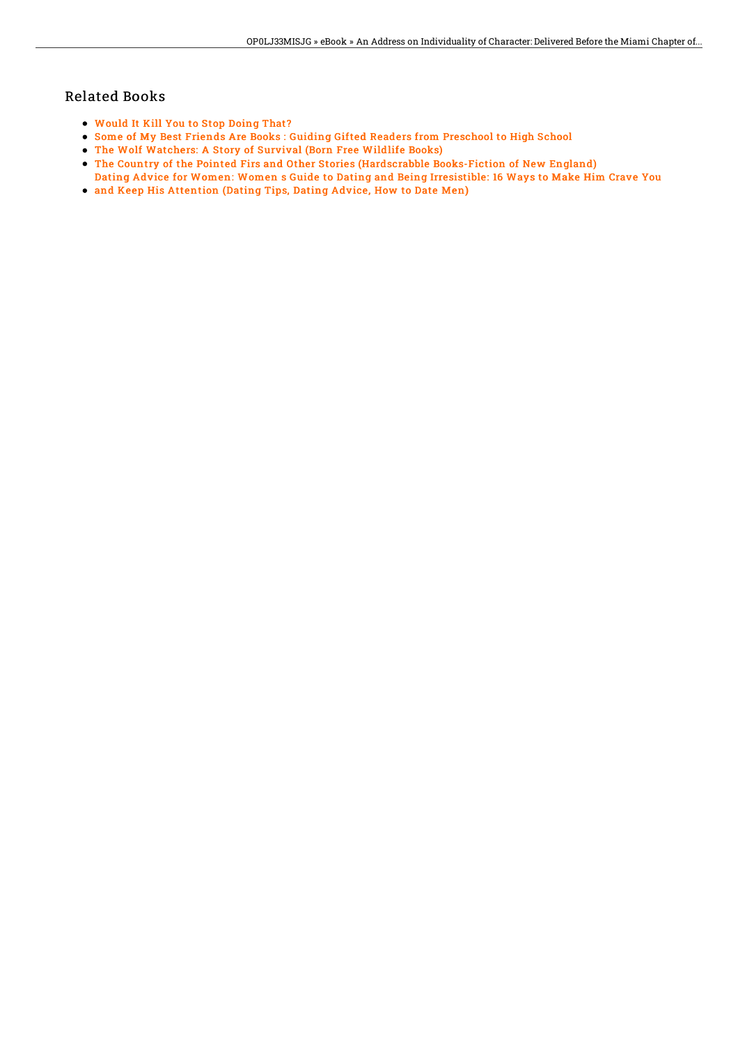## Related Books

- Would It Kill You to Stop Doing That?
- Some of My Best Friends Are Books : Guiding Gifted Readers from Preschool to High School
- The Wolf Watchers: A Story of Survival (Born Free Wildlife Books)
- The Country of the Pointed Firs and Other Stories (Hardscrabble Books-Fiction of New England)
- Dating Advice for Women: Women s Guide to Dating and Being Irresistible: 16 Ways to Make Him Crave You and Keep His Attention (Dating Tips, Dating Advice, How to Date Men)